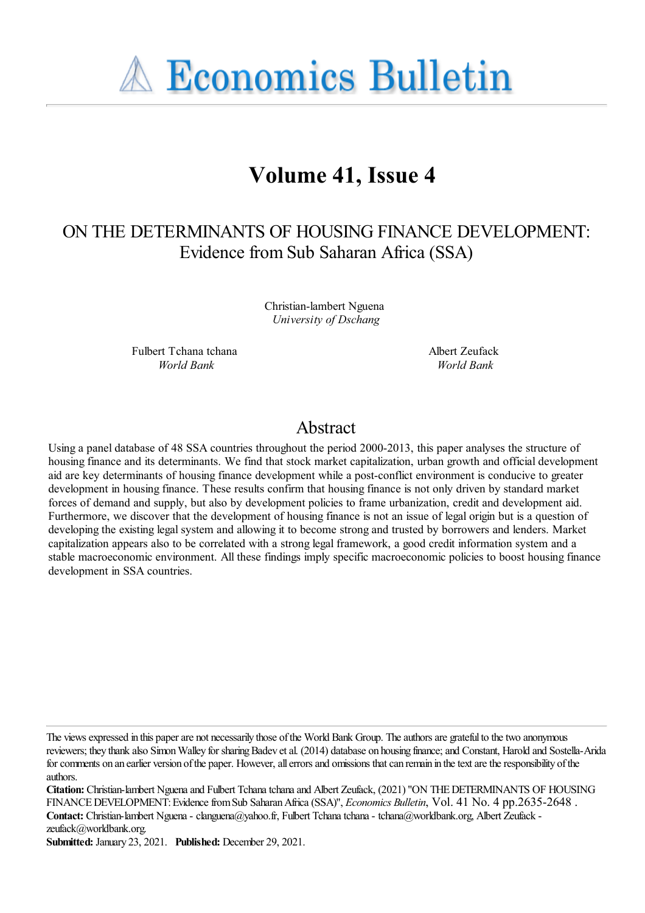# Economics Bulletin

## Volume 41, Issue 4

# ON THE DETERMINANTS OF HOUSING FINANCE DEVELOPMENT: Evidence from Sub Saharan Africa (SSA)

Christian-lambert Nguena
*University of Dschang*

Fulbert Tchana tchana
*World Bank*

Albert Zeufack
*World Bank*

## Abstract

Using a panel database of 48 SSA countries throughout the period 2000-2013, this paper analyses the structure of housing finance and its determinants. We find that stock market capitalization, urban growth and official development aid are key determinants of housing finance development while a post-conflict environment is conducive to greater development in housing finance. These results confirm that housing finance is not only driven by standard market forces of demand and supply, but also by development policies to frame urbanization, credit and development aid. Furthermore, we discover that the development of housing finance is not an issue of legal origin but is a question of developing the existing legal system and allowing it to become strong and trusted by borrowers and lenders. Market capitalization appears also to be correlated with a strong legal framework, a good credit information system and a stable macroeconomic environment. All these findings imply specific macroeconomic policies to boost housing finance development in SSA countries.

---

The views expressed in this paper are not necessarily those of the World Bank Group. The authors are grateful to the two anonymous reviewers; they thank also Simon Walley for sharing Badev et al. (2014) database on housing finance; and Constant, Harold and Sostella-Arida for comments on an earlier version of the paper. However, all errors and omissions that can remain in the text are the responsibility of the authors.

**Citation:** Christian-lambert Nguena and Fulbert Tchana tchana and Albert Zeufack, (2021) ''ON THE DETERMINANTS OF HOUSING FINANCE DEVELOPMENT: Evidence from Sub Saharan Africa (SSA)'', *Economics Bulletin*, Vol. 41 No. 4 pp.2635-2648 .

**Contact:** Christian-lambert Nguena - clanguena@yahoo.fr, Fulbert Tchana tchana - tchana@worldbank.org, Albert Zeufack - zeufack@worldbank.org.

**Submitted:** January 23, 2021. **Published:** December 29, 2021.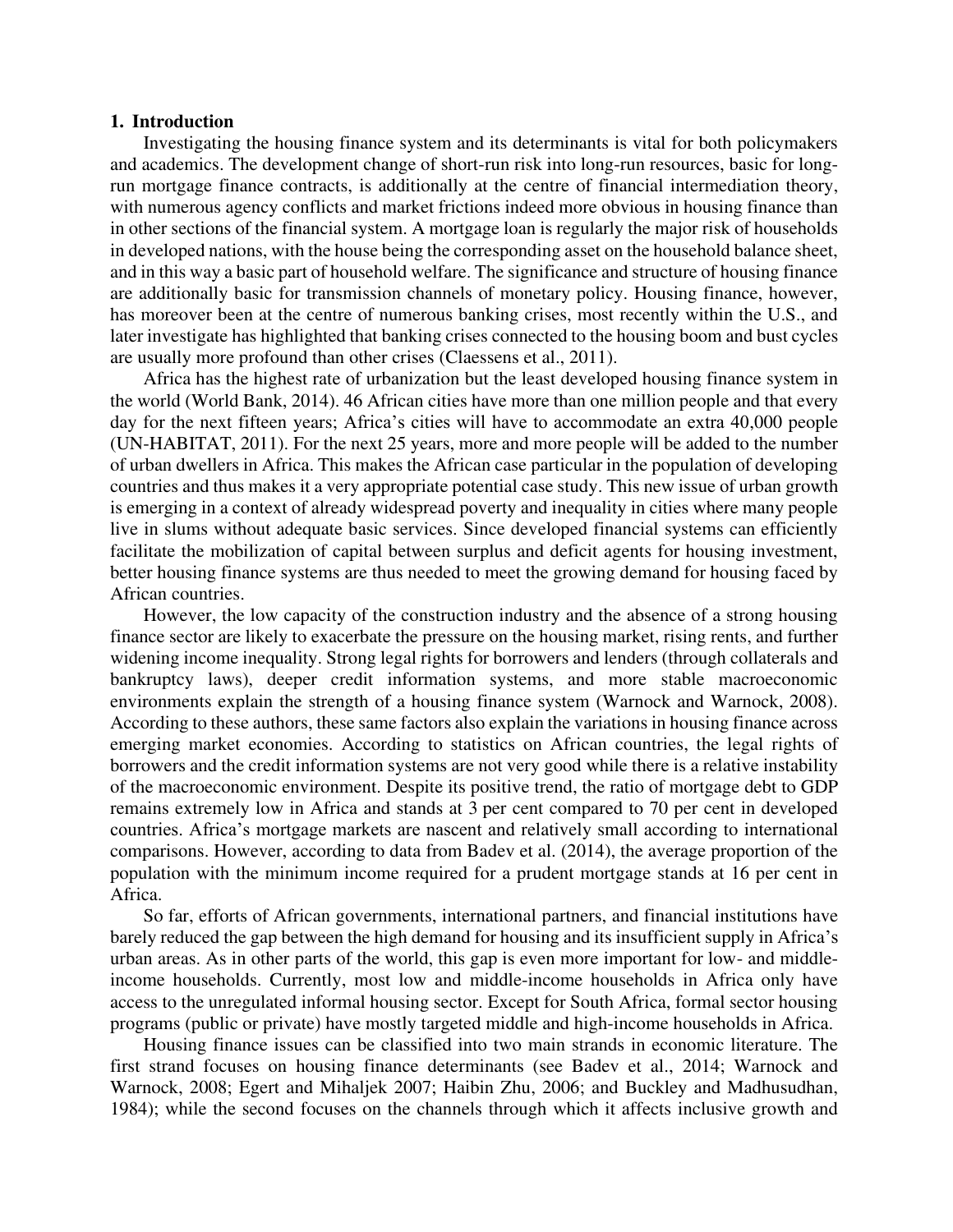## 1. Introduction

Investigating the housing finance system and its determinants is vital for both policymakers and academics. The development change of short-run risk into long-run resources, basic for long-run mortgage finance contracts, is additionally at the centre of financial intermediation theory, with numerous agency conflicts and market frictions indeed more obvious in housing finance than in other sections of the financial system. A mortgage loan is regularly the major risk of households in developed nations, with the house being the corresponding asset on the household balance sheet, and in this way a basic part of household welfare. The significance and structure of housing finance are additionally basic for transmission channels of monetary policy. Housing finance, however, has moreover been at the centre of numerous banking crises, most recently within the U.S., and later investigate has highlighted that banking crises connected to the housing boom and bust cycles are usually more profound than other crises (Claessens et al., 2011).

Africa has the highest rate of urbanization but the least developed housing finance system in the world (World Bank, 2014). 46 African cities have more than one million people and that every day for the next fifteen years; Africa's cities will have to accommodate an extra 40,000 people (UN-HABITAT, 2011). For the next 25 years, more and more people will be added to the number of urban dwellers in Africa. This makes the African case particular in the population of developing countries and thus makes it a very appropriate potential case study. This new issue of urban growth is emerging in a context of already widespread poverty and inequality in cities where many people live in slums without adequate basic services. Since developed financial systems can efficiently facilitate the mobilization of capital between surplus and deficit agents for housing investment, better housing finance systems are thus needed to meet the growing demand for housing faced by African countries.

However, the low capacity of the construction industry and the absence of a strong housing finance sector are likely to exacerbate the pressure on the housing market, rising rents, and further widening income inequality. Strong legal rights for borrowers and lenders (through collaterals and bankruptcy laws), deeper credit information systems, and more stable macroeconomic environments explain the strength of a housing finance system (Warnock and Warnock, 2008). According to these authors, these same factors also explain the variations in housing finance across emerging market economies. According to statistics on African countries, the legal rights of borrowers and the credit information systems are not very good while there is a relative instability of the macroeconomic environment. Despite its positive trend, the ratio of mortgage debt to GDP remains extremely low in Africa and stands at 3 per cent compared to 70 per cent in developed countries. Africa's mortgage markets are nascent and relatively small according to international comparisons. However, according to data from Badev et al. (2014), the average proportion of the population with the minimum income required for a prudent mortgage stands at 16 per cent in Africa.

So far, efforts of African governments, international partners, and financial institutions have barely reduced the gap between the high demand for housing and its insufficient supply in Africa's urban areas. As in other parts of the world, this gap is even more important for low- and middle-income households. Currently, most low and middle-income households in Africa only have access to the unregulated informal housing sector. Except for South Africa, formal sector housing programs (public or private) have mostly targeted middle and high-income households in Africa.

Housing finance issues can be classified into two main strands in economic literature. The first strand focuses on housing finance determinants (see Badev et al., 2014; Warnock and Warnock, 2008; Egert and Mihaljek 2007; Haibin Zhu, 2006; and Buckley and Madhusudhan, 1984); while the second focuses on the channels through which it affects inclusive growth and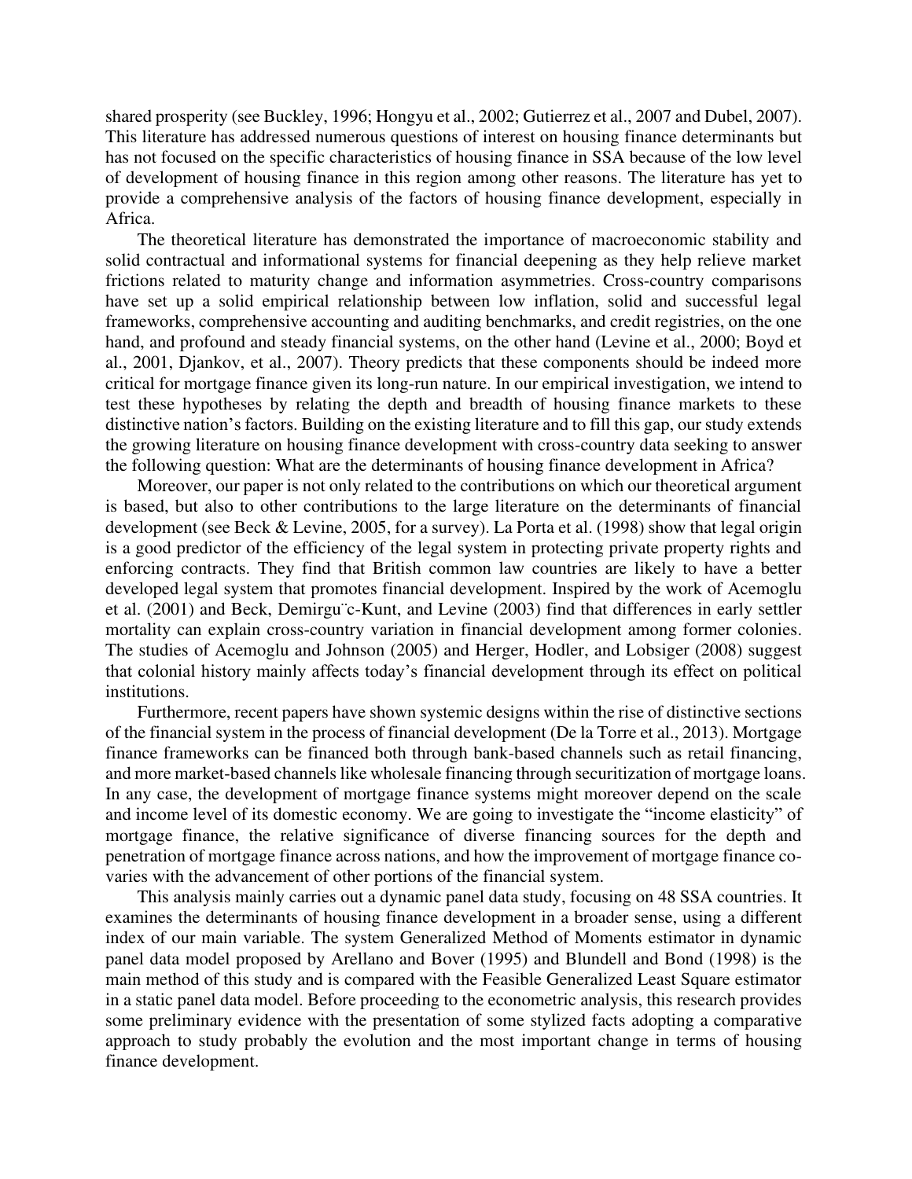shared prosperity (see Buckley, 1996; Hongyu et al., 2002; Gutierrez et al., 2007 and Dubel, 2007). This literature has addressed numerous questions of interest on housing finance determinants but has not focused on the specific characteristics of housing finance in SSA because of the low level of development of housing finance in this region among other reasons. The literature has yet to provide a comprehensive analysis of the factors of housing finance development, especially in Africa.

The theoretical literature has demonstrated the importance of macroeconomic stability and solid contractual and informational systems for financial deepening as they help relieve market frictions related to maturity change and information asymmetries. Cross-country comparisons have set up a solid empirical relationship between low inflation, solid and successful legal frameworks, comprehensive accounting and auditing benchmarks, and credit registries, on the one hand, and profound and steady financial systems, on the other hand (Levine et al., 2000; Boyd et al., 2001, Djankov, et al., 2007). Theory predicts that these components should be indeed more critical for mortgage finance given its long-run nature. In our empirical investigation, we intend to test these hypotheses by relating the depth and breadth of housing finance markets to these distinctive nation's factors. Building on the existing literature and to fill this gap, our study extends the growing literature on housing finance development with cross-country data seeking to answer the following question: What are the determinants of housing finance development in Africa?

Moreover, our paper is not only related to the contributions on which our theoretical argument is based, but also to other contributions to the large literature on the determinants of financial development (see Beck & Levine, 2005, for a survey). La Porta et al. (1998) show that legal origin is a good predictor of the efficiency of the legal system in protecting private property rights and enforcing contracts. They find that British common law countries are likely to have a better developed legal system that promotes financial development. Inspired by the work of Acemoglu et al. (2001) and Beck, Demirgu¨c-Kunt, and Levine (2003) find that differences in early settler mortality can explain cross-country variation in financial development among former colonies. The studies of Acemoglu and Johnson (2005) and Herger, Hodler, and Lobsiger (2008) suggest that colonial history mainly affects today's financial development through its effect on political institutions.

Furthermore, recent papers have shown systemic designs within the rise of distinctive sections of the financial system in the process of financial development (De la Torre et al., 2013). Mortgage finance frameworks can be financed both through bank-based channels such as retail financing, and more market-based channels like wholesale financing through securitization of mortgage loans. In any case, the development of mortgage finance systems might moreover depend on the scale and income level of its domestic economy. We are going to investigate the "income elasticity" of mortgage finance, the relative significance of diverse financing sources for the depth and penetration of mortgage finance across nations, and how the improvement of mortgage finance co-varies with the advancement of other portions of the financial system.

This analysis mainly carries out a dynamic panel data study, focusing on 48 SSA countries. It examines the determinants of housing finance development in a broader sense, using a different index of our main variable. The system Generalized Method of Moments estimator in dynamic panel data model proposed by Arellano and Bover (1995) and Blundell and Bond (1998) is the main method of this study and is compared with the Feasible Generalized Least Square estimator in a static panel data model. Before proceeding to the econometric analysis, this research provides some preliminary evidence with the presentation of some stylized facts adopting a comparative approach to study probably the evolution and the most important change in terms of housing finance development.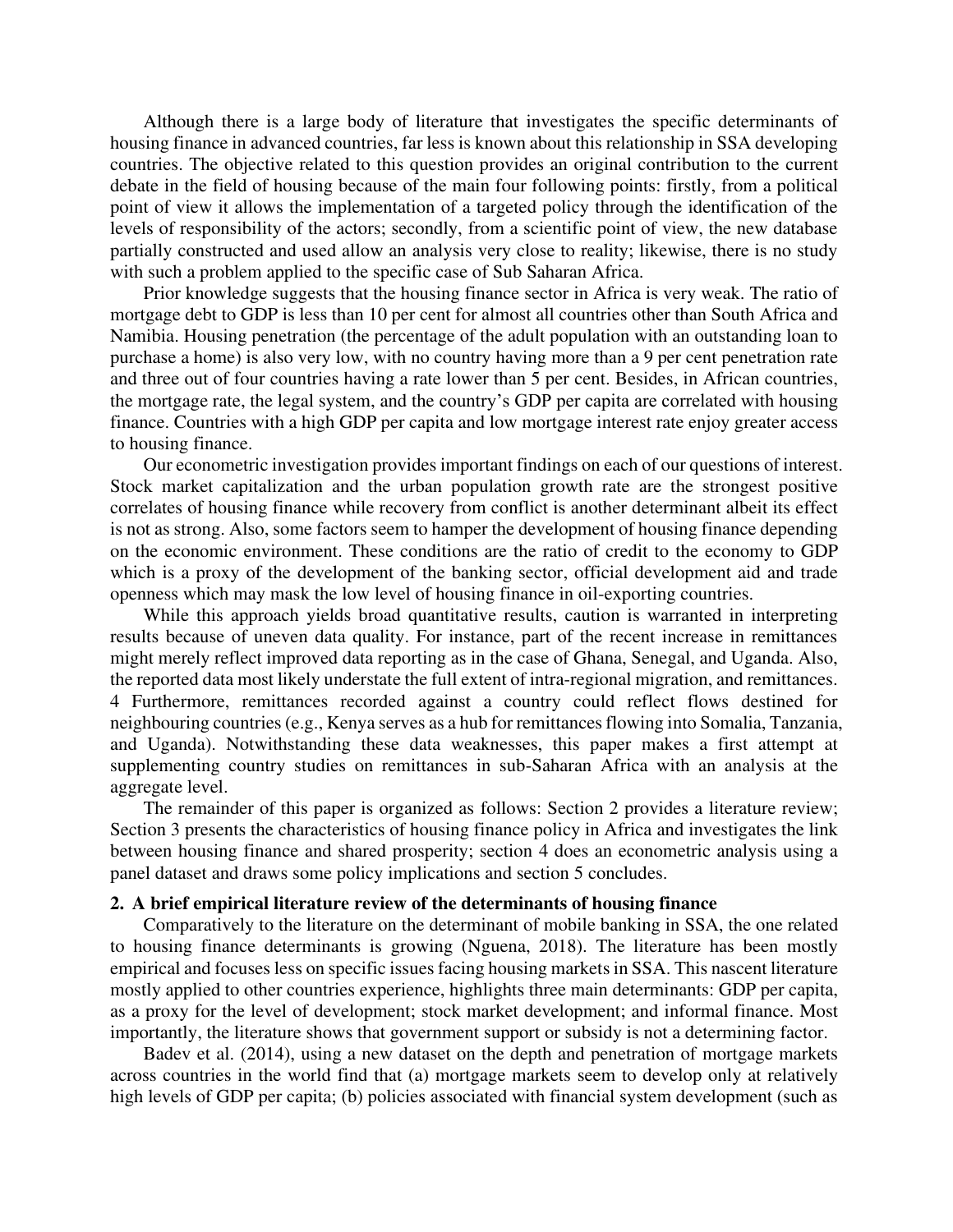Although there is a large body of literature that investigates the specific determinants of housing finance in advanced countries, far less is known about this relationship in SSA developing countries. The objective related to this question provides an original contribution to the current debate in the field of housing because of the main four following points: firstly, from a political point of view it allows the implementation of a targeted policy through the identification of the levels of responsibility of the actors; secondly, from a scientific point of view, the new database partially constructed and used allow an analysis very close to reality; likewise, there is no study with such a problem applied to the specific case of Sub Saharan Africa.

Prior knowledge suggests that the housing finance sector in Africa is very weak. The ratio of mortgage debt to GDP is less than 10 per cent for almost all countries other than South Africa and Namibia. Housing penetration (the percentage of the adult population with an outstanding loan to purchase a home) is also very low, with no country having more than a 9 per cent penetration rate and three out of four countries having a rate lower than 5 per cent. Besides, in African countries, the mortgage rate, the legal system, and the country's GDP per capita are correlated with housing finance. Countries with a high GDP per capita and low mortgage interest rate enjoy greater access to housing finance.

Our econometric investigation provides important findings on each of our questions of interest. Stock market capitalization and the urban population growth rate are the strongest positive correlates of housing finance while recovery from conflict is another determinant albeit its effect is not as strong. Also, some factors seem to hamper the development of housing finance depending on the economic environment. These conditions are the ratio of credit to the economy to GDP which is a proxy of the development of the banking sector, official development aid and trade openness which may mask the low level of housing finance in oil-exporting countries.

While this approach yields broad quantitative results, caution is warranted in interpreting results because of uneven data quality. For instance, part of the recent increase in remittances might merely reflect improved data reporting as in the case of Ghana, Senegal, and Uganda. Also, the reported data most likely understate the full extent of intra-regional migration, and remittances. 4 Furthermore, remittances recorded against a country could reflect flows destined for neighbouring countries (e.g., Kenya serves as a hub for remittances flowing into Somalia, Tanzania, and Uganda). Notwithstanding these data weaknesses, this paper makes a first attempt at supplementing country studies on remittances in sub-Saharan Africa with an analysis at the aggregate level.

The remainder of this paper is organized as follows: Section 2 provides a literature review; Section 3 presents the characteristics of housing finance policy in Africa and investigates the link between housing finance and shared prosperity; section 4 does an econometric analysis using a panel dataset and draws some policy implications and section 5 concludes.

## 2. A brief empirical literature review of the determinants of housing finance

Comparatively to the literature on the determinant of mobile banking in SSA, the one related to housing finance determinants is growing (Nguena, 2018). The literature has been mostly empirical and focuses less on specific issues facing housing markets in SSA. This nascent literature mostly applied to other countries experience, highlights three main determinants: GDP per capita, as a proxy for the level of development; stock market development; and informal finance. Most importantly, the literature shows that government support or subsidy is not a determining factor.

Badev et al. (2014), using a new dataset on the depth and penetration of mortgage markets across countries in the world find that (a) mortgage markets seem to develop only at relatively high levels of GDP per capita; (b) policies associated with financial system development (such as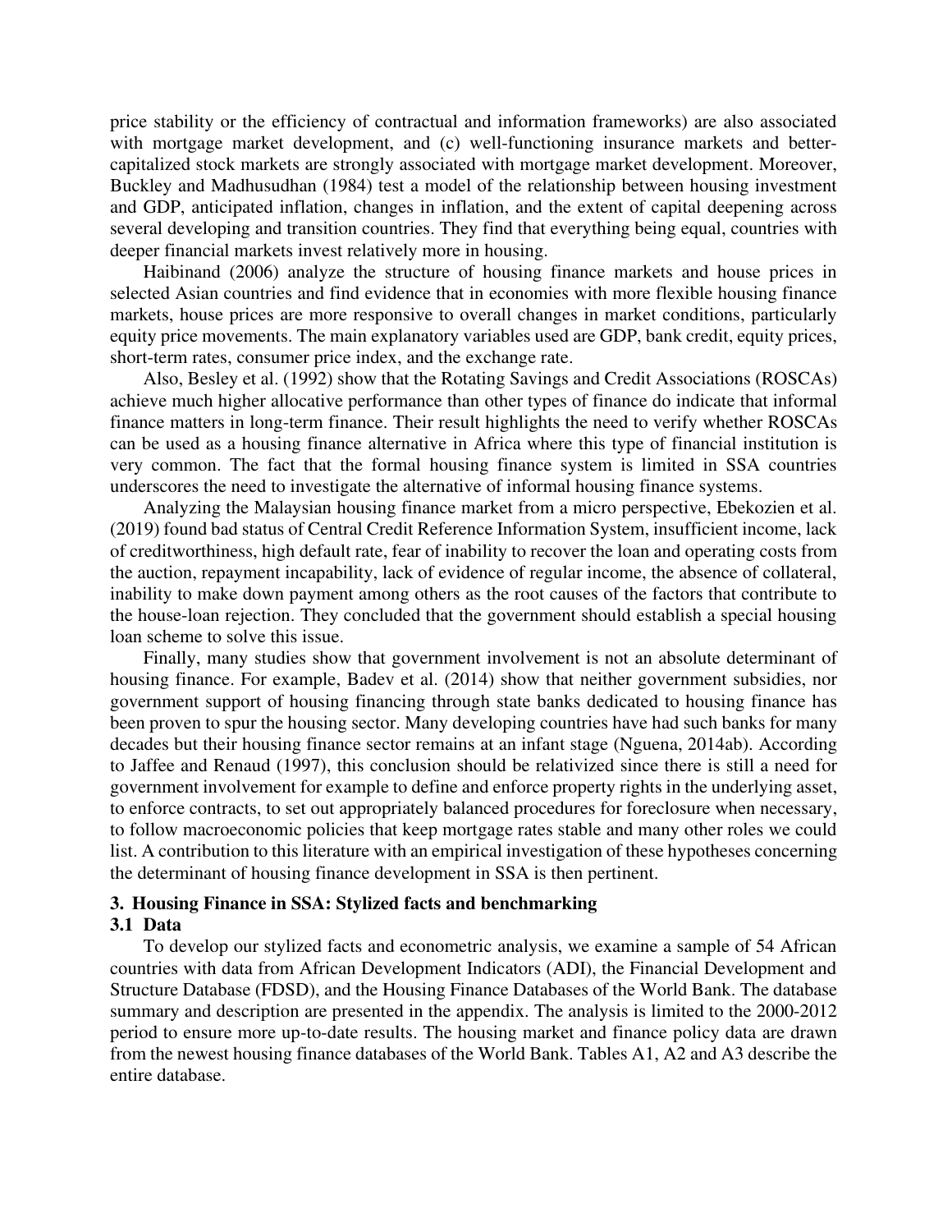price stability or the efficiency of contractual and information frameworks) are also associated with mortgage market development, and (c) well-functioning insurance markets and better-capitalized stock markets are strongly associated with mortgage market development. Moreover, Buckley and Madhusudhan (1984) test a model of the relationship between housing investment and GDP, anticipated inflation, changes in inflation, and the extent of capital deepening across several developing and transition countries. They find that everything being equal, countries with deeper financial markets invest relatively more in housing.

Haibinand (2006) analyze the structure of housing finance markets and house prices in selected Asian countries and find evidence that in economies with more flexible housing finance markets, house prices are more responsive to overall changes in market conditions, particularly equity price movements. The main explanatory variables used are GDP, bank credit, equity prices, short-term rates, consumer price index, and the exchange rate.

Also, Besley et al. (1992) show that the Rotating Savings and Credit Associations (ROSCAs) achieve much higher allocative performance than other types of finance do indicate that informal finance matters in long-term finance. Their result highlights the need to verify whether ROSCAs can be used as a housing finance alternative in Africa where this type of financial institution is very common. The fact that the formal housing finance system is limited in SSA countries underscores the need to investigate the alternative of informal housing finance systems.

Analyzing the Malaysian housing finance market from a micro perspective, Ebekozien et al. (2019) found bad status of Central Credit Reference Information System, insufficient income, lack of creditworthiness, high default rate, fear of inability to recover the loan and operating costs from the auction, repayment incapability, lack of evidence of regular income, the absence of collateral, inability to make down payment among others as the root causes of the factors that contribute to the house-loan rejection. They concluded that the government should establish a special housing loan scheme to solve this issue.

Finally, many studies show that government involvement is not an absolute determinant of housing finance. For example, Badev et al. (2014) show that neither government subsidies, nor government support of housing financing through state banks dedicated to housing finance has been proven to spur the housing sector. Many developing countries have had such banks for many decades but their housing finance sector remains at an infant stage (Nguena, 2014ab). According to Jaffee and Renaud (1997), this conclusion should be relativized since there is still a need for government involvement for example to define and enforce property rights in the underlying asset, to enforce contracts, to set out appropriately balanced procedures for foreclosure when necessary, to follow macroeconomic policies that keep mortgage rates stable and many other roles we could list. A contribution to this literature with an empirical investigation of these hypotheses concerning the determinant of housing finance development in SSA is then pertinent.

## 3. Housing Finance in SSA: Stylized facts and benchmarking

### 3.1 Data

To develop our stylized facts and econometric analysis, we examine a sample of 54 African countries with data from African Development Indicators (ADI), the Financial Development and Structure Database (FDSD), and the Housing Finance Databases of the World Bank. The database summary and description are presented in the appendix. The analysis is limited to the 2000-2012 period to ensure more up-to-date results. The housing market and finance policy data are drawn from the newest housing finance databases of the World Bank. Tables A1, A2 and A3 describe the entire database.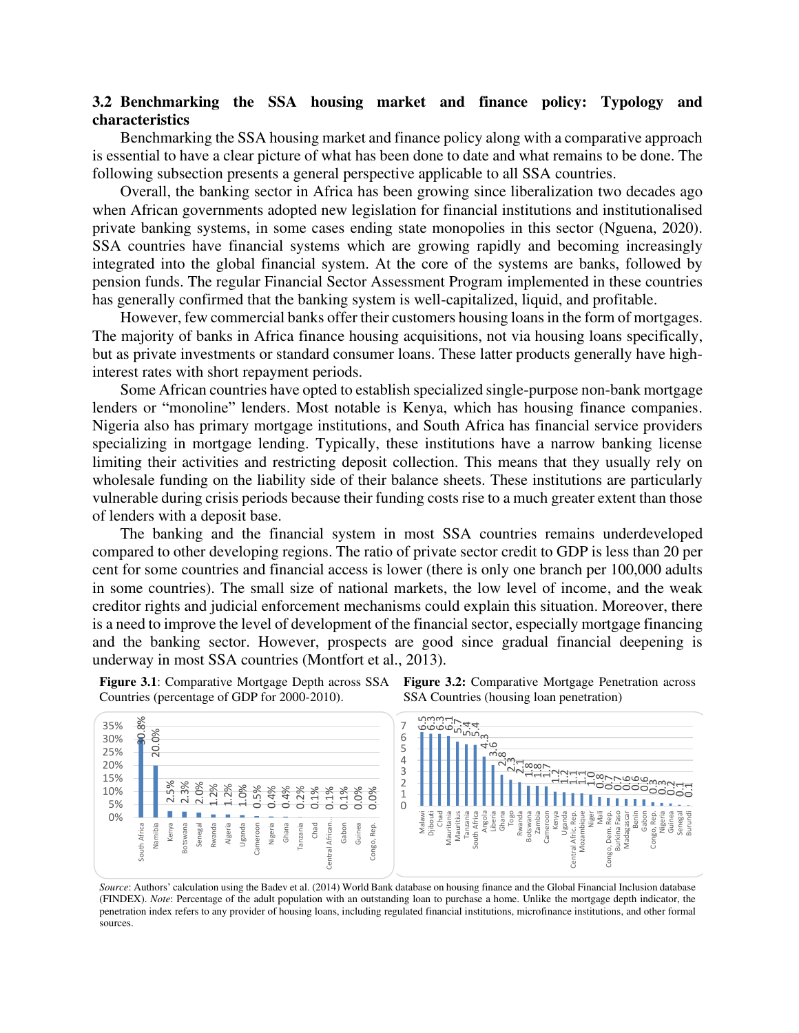### 3.2 Benchmarking the SSA housing market and finance policy: Typology and characteristics

Benchmarking the SSA housing market and finance policy along with a comparative approach is essential to have a clear picture of what has been done to date and what remains to be done. The following subsection presents a general perspective applicable to all SSA countries.

Overall, the banking sector in Africa has been growing since liberalization two decades ago when African governments adopted new legislation for financial institutions and institutionalised private banking systems, in some cases ending state monopolies in this sector (Nguena, 2020). SSA countries have financial systems which are growing rapidly and becoming increasingly integrated into the global financial system. At the core of the systems are banks, followed by pension funds. The regular Financial Sector Assessment Program implemented in these countries has generally confirmed that the banking system is well-capitalized, liquid, and profitable.

However, few commercial banks offer their customers housing loans in the form of mortgages. The majority of banks in Africa finance housing acquisitions, not via housing loans specifically, but as private investments or standard consumer loans. These latter products generally have high-interest rates with short repayment periods.

Some African countries have opted to establish specialized single-purpose non-bank mortgage lenders or "monoline" lenders. Most notable is Kenya, which has housing finance companies. Nigeria also has primary mortgage institutions, and South Africa has financial service providers specializing in mortgage lending. Typically, these institutions have a narrow banking license limiting their activities and restricting deposit collection. This means that they usually rely on wholesale funding on the liability side of their balance sheets. These institutions are particularly vulnerable during crisis periods because their funding costs rise to a much greater extent than those of lenders with a deposit base.

The banking and the financial system in most SSA countries remains underdeveloped compared to other developing regions. The ratio of private sector credit to GDP is less than 20 per cent for some countries and financial access is lower (there is only one branch per 100,000 adults in some countries). The small size of national markets, the low level of income, and the weak creditor rights and judicial enforcement mechanisms could explain this situation. Moreover, there is a need to improve the level of development of the financial sector, especially mortgage financing and the banking sector. However, prospects are good since gradual financial deepening is underway in most SSA countries (Montfort et al., 2013).

**Figure 3.1**: Comparative Mortgage Depth across SSA Countries (percentage of GDP for 2000-2010).

| Country | Mortgage depth (% of GDP) |
|---|---|
| South Africa | 30.8% |
| Namibia | 20.0% |
| Kenya | 2.5% |
| Botswana | 2.3% |
| Senegal | 2.0% |
| Rwanda | 1.2% |
| Algeria | 1.2% |
| Uganda | 1.0% |
| Cameroon | 0.5% |
| Nigeria | 0.4% |
| Ghana | 0.4% |
| Tanzania | 0.2% |
| Chad | 0.1% |
| Central African... | 0.1% |
| Gabon | 0.1% |
| Guinea | 0.0% |
| Congo, Rep. | 0.0% |

**Figure 3.2:** Comparative Mortgage Penetration across SSA Countries (housing loan penetration)

| Country | Housing loan penetration |
|---|---|
| Malawi | 6.5 |
| Djibouti | 6.3 |
| Chad | 6.3 |
| Mauritania | 6.1 |
| Mauritius | 5.7 |
| Tanzania | 5.4 |
| South Africa | 5.4 |
| Angola | 4.3 |
| Liberia | 3.6 |
| Ghana | 2.8 |
| Togo | 2.3 |
| Rwanda | 2.1 |
| Botswana | 1.8 |
| Zambia | 1.8 |
| Cameroon | 1.7 |
| Kenya | 1.2 |
| Uganda | 1.2 |
| Central Afric. Rep. | 1.1 |
| Mozambique | 1.1 |
| Niger | 1.0 |
| Mali | 0.8 |
| Congo, Dem. Rep. | 0.7 |
| Burkina Faso | 0.7 |
| Madagascar | 0.6 |
| Benin | 0.6 |
| Gabon | 0.6 |
| Congo, Rep. | 0.3 |
| Nigeria | 0.3 |
| Guinea | 0.2 |
| Senegal | 0.1 |
| Burundi | 0.1 |

*Source*: Authors' calculation using the Badev et al. (2014) World Bank database on housing finance and the Global Financial Inclusion database (FINDEX). *Note*: Percentage of the adult population with an outstanding loan to purchase a home. Unlike the mortgage depth indicator, the penetration index refers to any provider of housing loans, including regulated financial institutions, microfinance institutions, and other formal sources.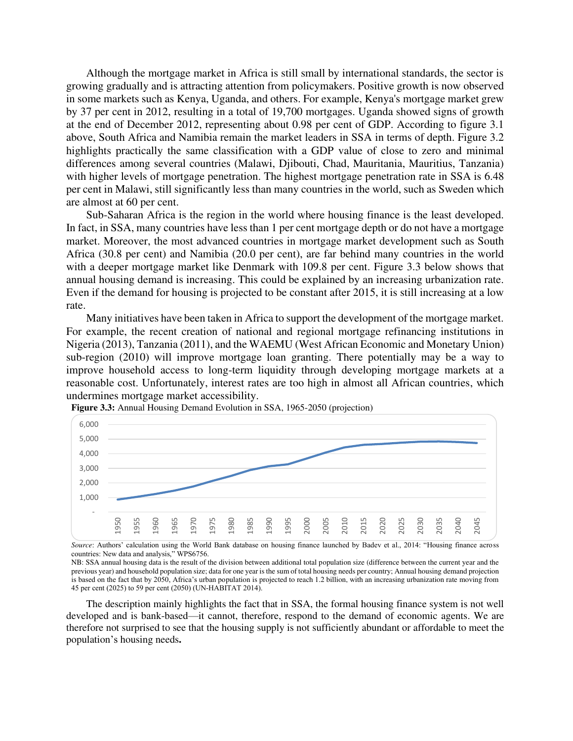Although the mortgage market in Africa is still small by international standards, the sector is growing gradually and is attracting attention from policymakers. Positive growth is now observed in some markets such as Kenya, Uganda, and others. For example, Kenya's mortgage market grew by 37 per cent in 2012, resulting in a total of 19,700 mortgages. Uganda showed signs of growth at the end of December 2012, representing about 0.98 per cent of GDP. According to figure 3.1 above, South Africa and Namibia remain the market leaders in SSA in terms of depth. Figure 3.2 highlights practically the same classification with a GDP value of close to zero and minimal differences among several countries (Malawi, Djibouti, Chad, Mauritania, Mauritius, Tanzania) with higher levels of mortgage penetration. The highest mortgage penetration rate in SSA is 6.48 per cent in Malawi, still significantly less than many countries in the world, such as Sweden which are almost at 60 per cent.

Sub-Saharan Africa is the region in the world where housing finance is the least developed. In fact, in SSA, many countries have less than 1 per cent mortgage depth or do not have a mortgage market. Moreover, the most advanced countries in mortgage market development such as South Africa (30.8 per cent) and Namibia (20.0 per cent), are far behind many countries in the world with a deeper mortgage market like Denmark with 109.8 per cent. Figure 3.3 below shows that annual housing demand is increasing. This could be explained by an increasing urbanization rate. Even if the demand for housing is projected to be constant after 2015, it is still increasing at a low rate.

Many initiatives have been taken in Africa to support the development of the mortgage market. For example, the recent creation of national and regional mortgage refinancing institutions in Nigeria (2013), Tanzania (2011), and the WAEMU (West African Economic and Monetary Union) sub-region (2010) will improve mortgage loan granting. There potentially may be a way to improve household access to long-term liquidity through developing mortgage markets at a reasonable cost. Unfortunately, interest rates are too high in almost all African countries, which undermines mortgage market accessibility.

**Figure 3.3:** Annual Housing Demand Evolution in SSA, 1965-2050 (projection)

*Source*: Authors' calculation using the World Bank database on housing finance launched by Badev et al., 2014: "Housing finance across countries: New data and analysis," WPS6756.

NB: SSA annual housing data is the result of the division between additional total population size (difference between the current year and the previous year) and household population size; data for one year is the sum of total housing needs per country; Annual housing demand projection is based on the fact that by 2050, Africa's urban population is projected to reach 1.2 billion, with an increasing urbanization rate moving from 45 per cent (2025) to 59 per cent (2050) (UN-HABITAT 2014).

The description mainly highlights the fact that in SSA, the formal housing finance system is not well developed and is bank-based—it cannot, therefore, respond to the demand of economic agents. We are therefore not surprised to see that the housing supply is not sufficiently abundant or affordable to meet the population's housing needs**.**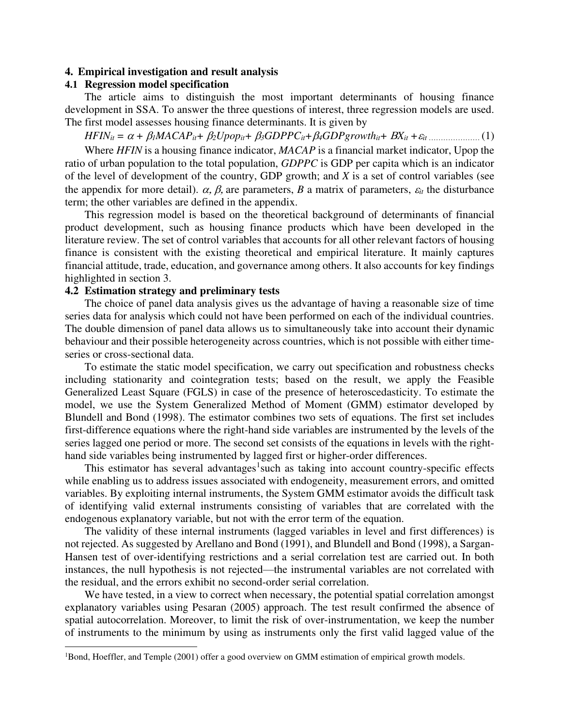## 4. Empirical investigation and result analysis

### 4.1 Regression model specification

The article aims to distinguish the most important determinants of housing finance development in SSA. To answer the three questions of interest, three regression models are used. The first model assesses housing finance determinants. It is given by

$$HFIN_{it} = \alpha + \beta_1 MACAP_{it} + \beta_2 Upop_{it} + \beta_3 GDPPC_{it} + \beta_4 GDPgrowth_{it} + BX_{it} + \varepsilon_{it} \quad (1)$$

Where *HFIN* is a housing finance indicator, *MACAP* is a financial market indicator, Upop the ratio of urban population to the total population, *GDPPC* is GDP per capita which is an indicator of the level of development of the country, GDP growth; and *X* is a set of control variables (see the appendix for more detail). $\alpha$, $\beta$, are parameters, *B* a matrix of parameters, $\varepsilon_{it}$ the disturbance term; the other variables are defined in the appendix.

This regression model is based on the theoretical background of determinants of financial product development, such as housing finance products which have been developed in the literature review. The set of control variables that accounts for all other relevant factors of housing finance is consistent with the existing theoretical and empirical literature. It mainly captures financial attitude, trade, education, and governance among others. It also accounts for key findings highlighted in section 3.

### 4.2 Estimation strategy and preliminary tests

The choice of panel data analysis gives us the advantage of having a reasonable size of time series data for analysis which could not have been performed on each of the individual countries. The double dimension of panel data allows us to simultaneously take into account their dynamic behaviour and their possible heterogeneity across countries, which is not possible with either time-series or cross-sectional data.

To estimate the static model specification, we carry out specification and robustness checks including stationarity and cointegration tests; based on the result, we apply the Feasible Generalized Least Square (FGLS) in case of the presence of heteroscedasticity. To estimate the model, we use the System Generalized Method of Moment (GMM) estimator developed by Blundell and Bond (1998). The estimator combines two sets of equations. The first set includes first-difference equations where the right-hand side variables are instrumented by the levels of the series lagged one period or more. The second set consists of the equations in levels with the right-hand side variables being instrumented by lagged first or higher-order differences.

This estimator has several advantages[1] such as taking into account country-specific effects while enabling us to address issues associated with endogeneity, measurement errors, and omitted variables. By exploiting internal instruments, the System GMM estimator avoids the difficult task of identifying valid external instruments consisting of variables that are correlated with the endogenous explanatory variable, but not with the error term of the equation.

The validity of these internal instruments (lagged variables in level and first differences) is not rejected. As suggested by Arellano and Bond (1991), and Blundell and Bond (1998), a Sargan-Hansen test of over-identifying restrictions and a serial correlation test are carried out. In both instances, the null hypothesis is not rejected—the instrumental variables are not correlated with the residual, and the errors exhibit no second-order serial correlation.

We have tested, in a view to correct when necessary, the potential spatial correlation amongst explanatory variables using Pesaran (2005) approach. The test result confirmed the absence of spatial autocorrelation. Moreover, to limit the risk of over-instrumentation, we keep the number of instruments to the minimum by using as instruments only the first valid lagged value of the

[1] Bond, Hoeffler, and Temple (2001) offer a good overview on GMM estimation of empirical growth models.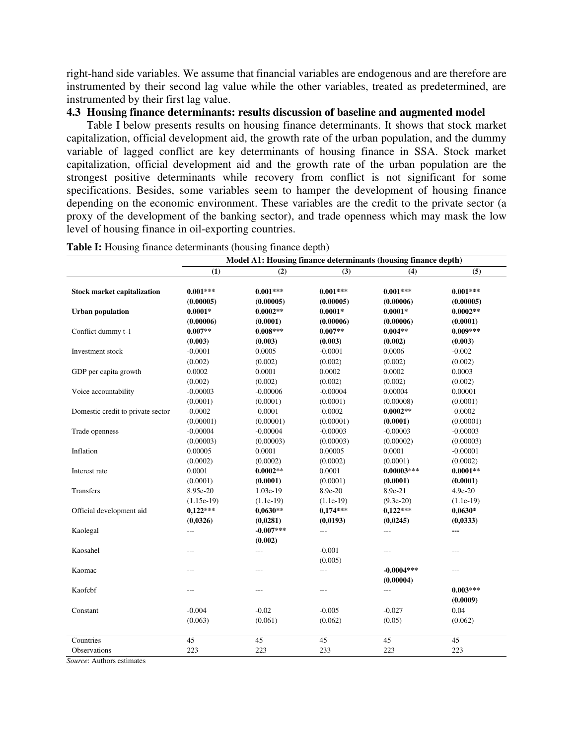right-hand side variables. We assume that financial variables are endogenous and are therefore are instrumented by their second lag value while the other variables, treated as predetermined, are instrumented by their first lag value.

### 4.3 Housing finance determinants: results discussion of baseline and augmented model

Table I below presents results on housing finance determinants. It shows that stock market capitalization, official development aid, the growth rate of the urban population, and the dummy variable of lagged conflict are key determinants of housing finance in SSA. Stock market capitalization, official development aid and the growth rate of the urban population are the strongest positive determinants while recovery from conflict is not significant for some specifications. Besides, some variables seem to hamper the development of housing finance depending on the economic environment. These variables are the credit to the private sector (a proxy of the development of the banking sector), and trade openness which may mask the low level of housing finance in oil-exporting countries.

**Table I:** Housing finance determinants (housing finance depth)

| | **Model A1: Housing finance determinants (housing finance depth)** | | | | |
|---|---|---|---|---|---|
| | **(1)** | **(2)** | **(3)** | **(4)** | **(5)** |
| **Stock market capitalization** | **0.001\*\*\*** | **0.001\*\*\*** | **0.001\*\*\*** | **0.001\*\*\*** | **0.001\*\*\*** |
| | **(0.00005)** | **(0.00005)** | **(0.00005)** | **(0.00006)** | **(0.00005)** |
| **Urban population** | **0.0001\*** | **0.0002\*\*** | **0.0001\*** | **0.0001\*** | **0.0002\*\*** |
| | **(0.00006)** | **(0.0001)** | **(0.00006)** | **(0.00006)** | **(0.0001)** |
| Conflict dummy t-1 | **0.007\*\*** | **0.008\*\*\*** | **0.007\*\*** | **0.004\*\*** | **0.009\*\*\*** |
| | **(0.003)** | **(0.003)** | **(0.003)** | **(0.002)** | **(0.003)** |
| Investment stock | -0.0001 | 0.0005 | -0.0001 | 0.0006 | -0.002 |
| | (0.002) | (0.002) | (0.002) | (0.002) | (0.002) |
| GDP per capita growth | 0.0002 | 0.0001 | 0.0002 | 0.0002 | 0.0003 |
| | (0.002) | (0.002) | (0.002) | (0.002) | (0.002) |
| Voice accountability | -0.00003 | -0.00006 | -0.00004 | 0.00004 | 0.00001 |
| | (0.0001) | (0.0001) | (0.0001) | (0.00008) | (0.0001) |
| Domestic credit to private sector | -0.0002 | -0.0001 | -0.0002 | **0.0002\*\*** | -0.0002 |
| | (0.00001) | (0.00001) | (0.00001) | **(0.0001)** | (0.00001) |
| Trade openness | -0.00004 | -0.00004 | -0.00003 | -0.00003 | -0.00003 |
| | (0.00003) | (0.00003) | (0.00003) | (0.00002) | (0.00003) |
| Inflation | 0.00005 | 0.0001 | 0.00005 | 0.0001 | -0.00001 |
| | (0.0002) | (0.0002) | (0.0002) | (0.0001) | (0.0002) |
| Interest rate | 0.0001 | **0.0002\*\*** | 0.0001 | **0.00003\*\*\*** | **0.0001\*\*** |
| | (0.0001) | **(0.0001)** | (0.0001) | **(0.0001)** | **(0.0001)** |
| Transfers | 8.95e-20 | 1.03e-19 | 8.9e-20 | 8.9e-21 | 4.9e-20 |
| | (1.15e-19) | (1.1e-19) | (1.1e-19) | (9.3e-20) | (1.1e-19) |
| Official development aid | **0,122\*\*\*** | **0,0630\*\*** | **0,174\*\*\*** | **0,122\*\*\*** | **0,0630\*** |
| | **(0,0326)** | **(0,0281)** | **(0,0193)** | **(0,0245)** | **(0,0333)** |
| Kaolegal | --- | **-0.007\*\*\*** | --- | --- | **---** |
| | | **(0.002)** | | | |
| Kaosahel | --- | --- | -0.001 | --- | --- |
| | | | (0.005) | | |
| Kaomac | --- | --- | --- | **-0.0004\*\*\*** | --- |
| | | | | **(0.00004)** | |
| Kaofcbf | --- | --- | --- | --- | **0.003\*\*\*** |
| | | | | | **(0.0009)** |
| Constant | -0.004 | -0.02 | -0.005 | -0.027 | 0.04 |
| | (0.063) | (0.061) | (0.062) | (0.05) | (0.062) |
| Countries | 45 | 45 | 45 | 45 | 45 |
| Observations | 223 | 223 | 233 | 223 | 223 |

*Source*: Authors estimates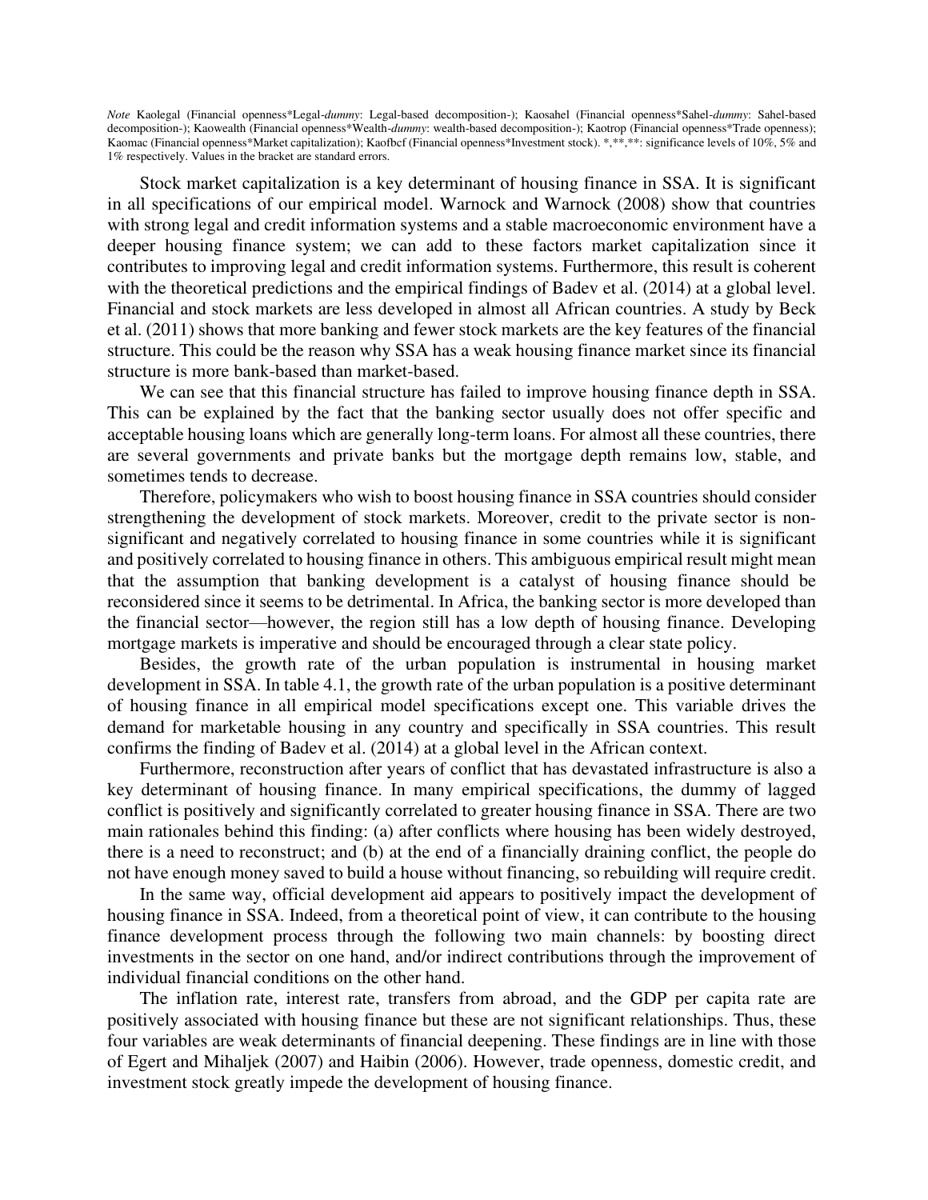*Note* Kaolegal (Financial openness*Legal-*dummy*: Legal-based decomposition-); Kaosahel (Financial openness*Sahel-*dummy*: Sahel-based decomposition-); Kaowealth (Financial openness*Wealth-*dummy*: wealth-based decomposition-); Kaotrop (Financial openness*Trade openness); Kaomac (Financial openness*Market capitalization); Kaofbcf (Financial openness*Investment stock). *,**,**: significance levels of 10%, 5% and 1% respectively. Values in the bracket are standard errors.

Stock market capitalization is a key determinant of housing finance in SSA. It is significant in all specifications of our empirical model. Warnock and Warnock (2008) show that countries with strong legal and credit information systems and a stable macroeconomic environment have a deeper housing finance system; we can add to these factors market capitalization since it contributes to improving legal and credit information systems. Furthermore, this result is coherent with the theoretical predictions and the empirical findings of Badev et al. (2014) at a global level. Financial and stock markets are less developed in almost all African countries. A study by Beck et al. (2011) shows that more banking and fewer stock markets are the key features of the financial structure. This could be the reason why SSA has a weak housing finance market since its financial structure is more bank-based than market-based.

We can see that this financial structure has failed to improve housing finance depth in SSA. This can be explained by the fact that the banking sector usually does not offer specific and acceptable housing loans which are generally long-term loans. For almost all these countries, there are several governments and private banks but the mortgage depth remains low, stable, and sometimes tends to decrease.

Therefore, policymakers who wish to boost housing finance in SSA countries should consider strengthening the development of stock markets. Moreover, credit to the private sector is non-significant and negatively correlated to housing finance in some countries while it is significant and positively correlated to housing finance in others. This ambiguous empirical result might mean that the assumption that banking development is a catalyst of housing finance should be reconsidered since it seems to be detrimental. In Africa, the banking sector is more developed than the financial sector—however, the region still has a low depth of housing finance. Developing mortgage markets is imperative and should be encouraged through a clear state policy.

Besides, the growth rate of the urban population is instrumental in housing market development in SSA. In table 4.1, the growth rate of the urban population is a positive determinant of housing finance in all empirical model specifications except one. This variable drives the demand for marketable housing in any country and specifically in SSA countries. This result confirms the finding of Badev et al. (2014) at a global level in the African context.

Furthermore, reconstruction after years of conflict that has devastated infrastructure is also a key determinant of housing finance. In many empirical specifications, the dummy of lagged conflict is positively and significantly correlated to greater housing finance in SSA. There are two main rationales behind this finding: (a) after conflicts where housing has been widely destroyed, there is a need to reconstruct; and (b) at the end of a financially draining conflict, the people do not have enough money saved to build a house without financing, so rebuilding will require credit.

In the same way, official development aid appears to positively impact the development of housing finance in SSA. Indeed, from a theoretical point of view, it can contribute to the housing finance development process through the following two main channels: by boosting direct investments in the sector on one hand, and/or indirect contributions through the improvement of individual financial conditions on the other hand.

The inflation rate, interest rate, transfers from abroad, and the GDP per capita rate are positively associated with housing finance but these are not significant relationships. Thus, these four variables are weak determinants of financial deepening. These findings are in line with those of Egert and Mihaljek (2007) and Haibin (2006). However, trade openness, domestic credit, and investment stock greatly impede the development of housing finance.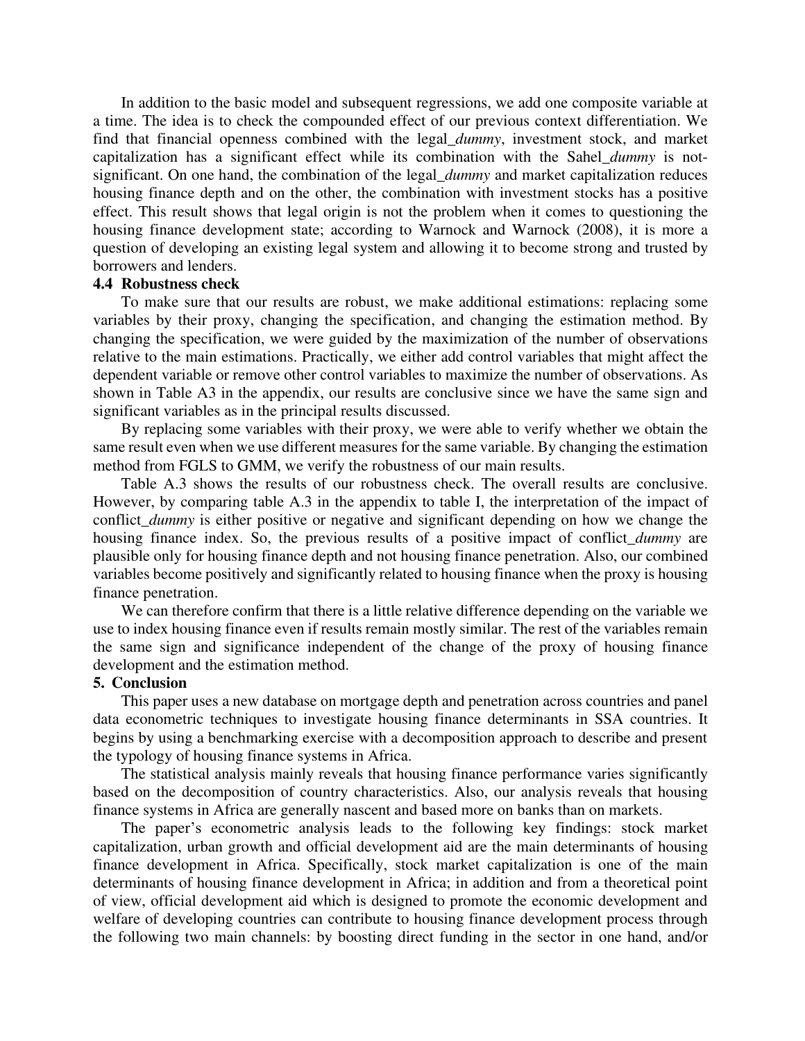In addition to the basic model and subsequent regressions, we add one composite variable at a time. The idea is to check the compounded effect of our previous context differentiation. We find that financial openness combined with the legal_*dummy*, investment stock, and market capitalization has a significant effect while its combination with the Sahel_*dummy* is not-significant. On one hand, the combination of the legal_*dummy* and market capitalization reduces housing finance depth and on the other, the combination with investment stocks has a positive effect. This result shows that legal origin is not the problem when it comes to questioning the housing finance development state; according to Warnock and Warnock (2008), it is more a question of developing an existing legal system and allowing it to become strong and trusted by borrowers and lenders.

### 4.4 Robustness check

To make sure that our results are robust, we make additional estimations: replacing some variables by their proxy, changing the specification, and changing the estimation method. By changing the specification, we were guided by the maximization of the number of observations relative to the main estimations. Practically, we either add control variables that might affect the dependent variable or remove other control variables to maximize the number of observations. As shown in Table A3 in the appendix, our results are conclusive since we have the same sign and significant variables as in the principal results discussed.

By replacing some variables with their proxy, we were able to verify whether we obtain the same result even when we use different measures for the same variable. By changing the estimation method from FGLS to GMM, we verify the robustness of our main results.

Table A.3 shows the results of our robustness check. The overall results are conclusive. However, by comparing table A.3 in the appendix to table I, the interpretation of the impact of conflict_*dummy* is either positive or negative and significant depending on how we change the housing finance index. So, the previous results of a positive impact of conflict_*dummy* are plausible only for housing finance depth and not housing finance penetration. Also, our combined variables become positively and significantly related to housing finance when the proxy is housing finance penetration.

We can therefore confirm that there is a little relative difference depending on the variable we use to index housing finance even if results remain mostly similar. The rest of the variables remain the same sign and significance independent of the change of the proxy of housing finance development and the estimation method.

## 5. Conclusion

This paper uses a new database on mortgage depth and penetration across countries and panel data econometric techniques to investigate housing finance determinants in SSA countries. It begins by using a benchmarking exercise with a decomposition approach to describe and present the typology of housing finance systems in Africa.

The statistical analysis mainly reveals that housing finance performance varies significantly based on the decomposition of country characteristics. Also, our analysis reveals that housing finance systems in Africa are generally nascent and based more on banks than on markets.

The paper's econometric analysis leads to the following key findings: stock market capitalization, urban growth and official development aid are the main determinants of housing finance development in Africa. Specifically, stock market capitalization is one of the main determinants of housing finance development in Africa; in addition and from a theoretical point of view, official development aid which is designed to promote the economic development and welfare of developing countries can contribute to housing finance development process through the following two main channels: by boosting direct funding in the sector in one hand, and/or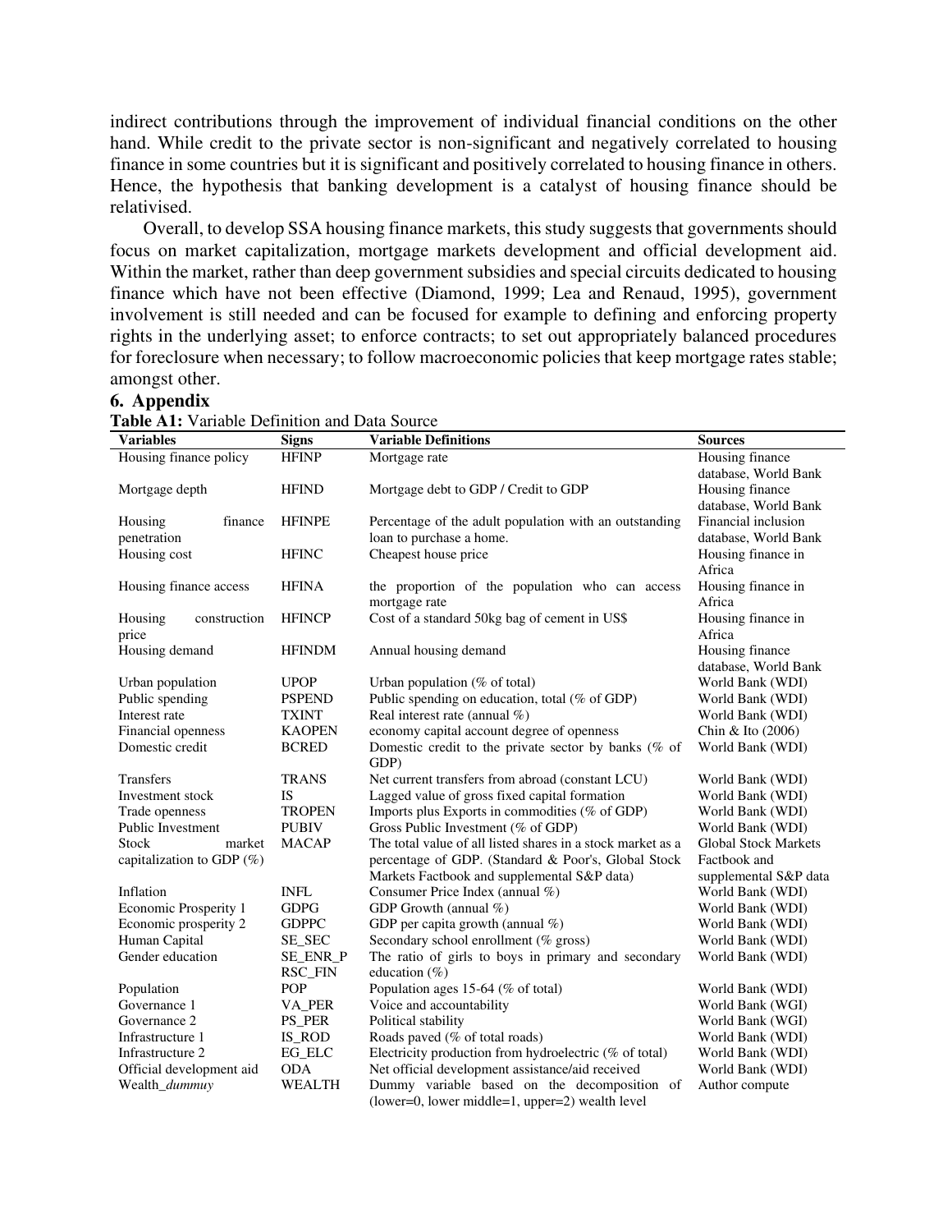indirect contributions through the improvement of individual financial conditions on the other hand. While credit to the private sector is non-significant and negatively correlated to housing finance in some countries but it is significant and positively correlated to housing finance in others. Hence, the hypothesis that banking development is a catalyst of housing finance should be relativised.

Overall, to develop SSA housing finance markets, this study suggests that governments should focus on market capitalization, mortgage markets development and official development aid. Within the market, rather than deep government subsidies and special circuits dedicated to housing finance which have not been effective (Diamond, 1999; Lea and Renaud, 1995), government involvement is still needed and can be focused for example to defining and enforcing property rights in the underlying asset; to enforce contracts; to set out appropriately balanced procedures for foreclosure when necessary; to follow macroeconomic policies that keep mortgage rates stable; amongst other.

## 6. Appendix

**Table A1:** Variable Definition and Data Source

| Variables | Signs | Variable Definitions | Sources |
|---|---|---|---|
| Housing finance policy | HFINP | Mortgage rate | Housing finance database, World Bank |
| Mortgage depth | HFIND | Mortgage debt to GDP / Credit to GDP | Housing finance database, World Bank |
| Housing finance penetration | HFINPE | Percentage of the adult population with an outstanding loan to purchase a home. | Financial inclusion database, World Bank |
| Housing cost | HFINC | Cheapest house price | Housing finance in Africa |
| Housing finance access | HFINA | the proportion of the population who can access mortgage rate | Housing finance in Africa |
| Housing construction price | HFINCP | Cost of a standard 50kg bag of cement in US$ | Housing finance in Africa |
| Housing demand | HFINDM | Annual housing demand | Housing finance database, World Bank |
| Urban population | UPOP | Urban population (% of total) | World Bank (WDI) |
| Public spending | PSPEND | Public spending on education, total (% of GDP) | World Bank (WDI) |
| Interest rate | TXINT | Real interest rate (annual %) | World Bank (WDI) |
| Financial openness | KAOPEN | economy capital account degree of openness | Chin & Ito (2006) |
| Domestic credit | BCRED | Domestic credit to the private sector by banks (% of GDP) | World Bank (WDI) |
| Transfers | TRANS | Net current transfers from abroad (constant LCU) | World Bank (WDI) |
| Investment stock | IS | Lagged value of gross fixed capital formation | World Bank (WDI) |
| Trade openness | TROPEN | Imports plus Exports in commodities (% of GDP) | World Bank (WDI) |
| Public Investment | PUBIV | Gross Public Investment (% of GDP) | World Bank (WDI) |
| Stock market capitalization to GDP (%) | MACAP | The total value of all listed shares in a stock market as a percentage of GDP. (Standard & Poor's, Global Stock Markets Factbook and supplemental S&P data) | Global Stock Markets Factbook and supplemental S&P data |
| Inflation | INFL | Consumer Price Index (annual %) | World Bank (WDI) |
| Economic Prosperity 1 | GDPG | GDP Growth (annual %) | World Bank (WDI) |
| Economic prosperity 2 | GDPPC | GDP per capita growth (annual %) | World Bank (WDI) |
| Human Capital | SE_SEC | Secondary school enrollment (% gross) | World Bank (WDI) |
| Gender education | SE_ENR_P RSC_FIN | The ratio of girls to boys in primary and secondary education (%) | World Bank (WDI) |
| Population | POP | Population ages 15-64 (% of total) | World Bank (WDI) |
| Governance 1 | VA_PER | Voice and accountability | World Bank (WGI) |
| Governance 2 | PS_PER | Political stability | World Bank (WGI) |
| Infrastructure 1 | IS_ROD | Roads paved (% of total roads) | World Bank (WDI) |
| Infrastructure 2 | EG_ELC | Electricity production from hydroelectric (% of total) | World Bank (WDI) |
| Official development aid | ODA | Net official development assistance/aid received | World Bank (WDI) |
| Wealth_*dummuy* | WEALTH | Dummy variable based on the decomposition of (lower=0, lower middle=1, upper=2) wealth level | Author compute |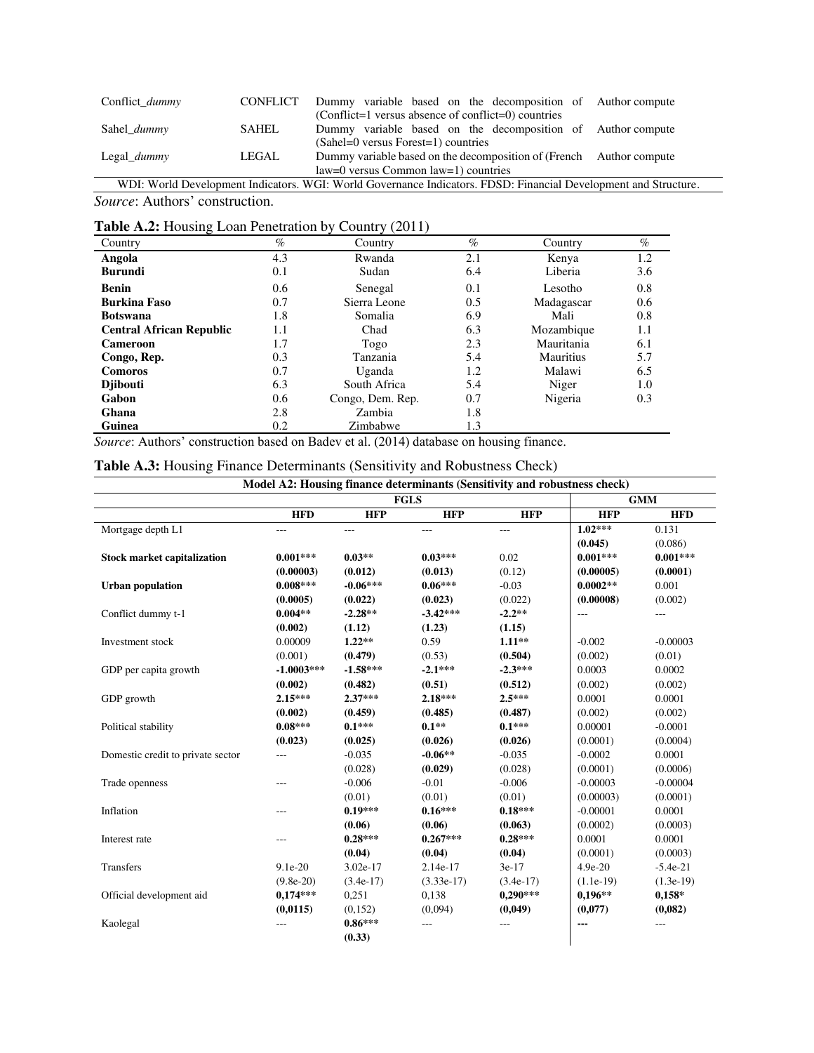| | | | |
|---|---|---|---|
| Conflict_*dummy* | CONFLICT | Dummy variable based on the decomposition of (Conflict=1 versus absence of conflict=0) countries | Author compute |
| Sahel_*dummy* | SAHEL | Dummy variable based on the decomposition of (Sahel=0 versus Forest=1) countries | Author compute |
| Legal_*dummy* | LEGAL | Dummy variable based on the decomposition of (French law=0 versus Common law=1) countries | Author compute |

WDI: World Development Indicators. WGI: World Governance Indicators. FDSD: Financial Development and Structure.

*Source*: Authors' construction.

**Table A.2:** Housing Loan Penetration by Country (2011)

| Country | % | Country | % | Country | % |
|---|---|---|---|---|---|
| **Angola** | 4.3 | Rwanda | 2.1 | Kenya | 1.2 |
| **Burundi** | 0.1 | Sudan | 6.4 | Liberia | 3.6 |
| **Benin** | 0.6 | Senegal | 0.1 | Lesotho | 0.8 |
| **Burkina Faso** | 0.7 | Sierra Leone | 0.5 | Madagascar | 0.6 |
| **Botswana** | 1.8 | Somalia | 6.9 | Mali | 0.8 |
| **Central African Republic** | 1.1 | Chad | 6.3 | Mozambique | 1.1 |
| **Cameroon** | 1.7 | Togo | 2.3 | Mauritania | 6.1 |
| **Congo, Rep.** | 0.3 | Tanzania | 5.4 | Mauritius | 5.7 |
| **Comoros** | 0.7 | Uganda | 1.2 | Malawi | 6.5 |
| **Djibouti** | 6.3 | South Africa | 5.4 | Niger | 1.0 |
| **Gabon** | 0.6 | Congo, Dem. Rep. | 0.7 | Nigeria | 0.3 |
| **Ghana** | 2.8 | Zambia | 1.8 | | |
| **Guinea** | 0.2 | Zimbabwe | 1.3 | | |

*Source*: Authors' construction based on Badev et al. (2014) database on housing finance.

**Table A.3:** Housing Finance Determinants (Sensitivity and Robustness Check)

| Model A2: Housing finance determinants (Sensitivity and robustness check) | | | | | | |
|---|---|---|---|---|---|---|
| | FGLS | | | | GMM | |
| | **HFD** | **HFP** | **HFP** | **HFP** | **HFP** | **HFD** |
| Mortgage depth L1 | --- | --- | --- | --- | **1.02\*\*\*** | 0.131 |
| | | | | | **(0.045)** | (0.086) |
| **Stock market capitalization** | **0.001\*\*\*** | **0.03\*\*** | **0.03\*\*\*** | 0.02 | **0.001\*\*\*** | **0.001\*\*\*** |
| | **(0.00003)** | **(0.012)** | **(0.013)** | (0.12) | **(0.00005)** | **(0.0001)** |
| **Urban population** | **0.008\*\*\*** | **-0.06\*\*\*** | **0.06\*\*\*** | -0.03 | **0.0002\*\*** | 0.001 |
| | **(0.0005)** | **(0.022)** | **(0.023)** | (0.022) | **(0.00008)** | (0.002) |
| Conflict dummy t-1 | **0.004\*\*** | **-2.28\*\*** | **-3.42\*\*\*** | **-2.2\*\*** | --- | --- |
| | **(0.002)** | **(1.12)** | **(1.23)** | **(1.15)** | | |
| Investment stock | 0.00009 | **1.22\*\*** | 0.59 | **1.11\*\*** | -0.002 | -0.00003 |
| | (0.001) | **(0.479)** | (0.53) | **(0.504)** | (0.002) | (0.01) |
| GDP per capita growth | **-1.0003\*\*\*** | **-1.58\*\*\*** | **-2.1\*\*\*** | **-2.3\*\*\*** | 0.0003 | 0.0002 |
| | **(0.002)** | **(0.482)** | **(0.51)** | **(0.512)** | (0.002) | (0.002) |
| GDP growth | **2.15\*\*\*** | **2.37\*\*\*** | **2.18\*\*\*** | **2.5\*\*\*** | 0.0001 | 0.0001 |
| | **(0.002)** | **(0.459)** | **(0.485)** | **(0.487)** | (0.002) | (0.002) |
| Political stability | **0.08\*\*\*** | **0.1\*\*\*** | **0.1\*\*** | **0.1\*\*\*** | 0.00001 | -0.0001 |
| | **(0.023)** | **(0.025)** | **(0.026)** | **(0.026)** | (0.0001) | (0.0004) |
| Domestic credit to private sector | --- | -0.035 | **-0.06\*\*** | -0.035 | -0.0002 | 0.0001 |
| | | (0.028) | **(0.029)** | (0.028) | (0.0001) | (0.0006) |
| Trade openness | --- | -0.006 | -0.01 | -0.006 | -0.00003 | -0.00004 |
| | | (0.01) | (0.01) | (0.01) | (0.00003) | (0.0001) |
| Inflation | --- | **0.19\*\*\*** | **0.16\*\*\*** | **0.18\*\*\*** | -0.00001 | 0.0001 |
| | | **(0.06)** | **(0.06)** | **(0.063)** | (0.0002) | (0.0003) |
| Interest rate | --- | **0.28\*\*\*** | **0.267\*\*\*** | **0.28\*\*\*** | 0.0001 | 0.0001 |
| | | **(0.04)** | **(0.04)** | **(0.04)** | (0.0001) | (0.0003) |
| Transfers | 9.1e-20 | 3.02e-17 | 2.14e-17 | 3e-17 | 4.9e-20 | -5.4e-21 |
| | (9.8e-20) | (3.4e-17) | (3.33e-17) | (3.4e-17) | (1.1e-19) | (1.3e-19) |
| Official development aid | **0,174\*\*\*** | 0,251 | 0,138 | **0,290\*\*\*** | **0,196\*\*** | **0,158\*** |
| | **(0,0115)** | (0,152) | (0,094) | **(0,049)** | **(0,077)** | **(0,082)** |
| Kaolegal | --- | **0.86\*\*\*** | --- | --- | **---** | --- |
| | | **(0.33)** | | | | |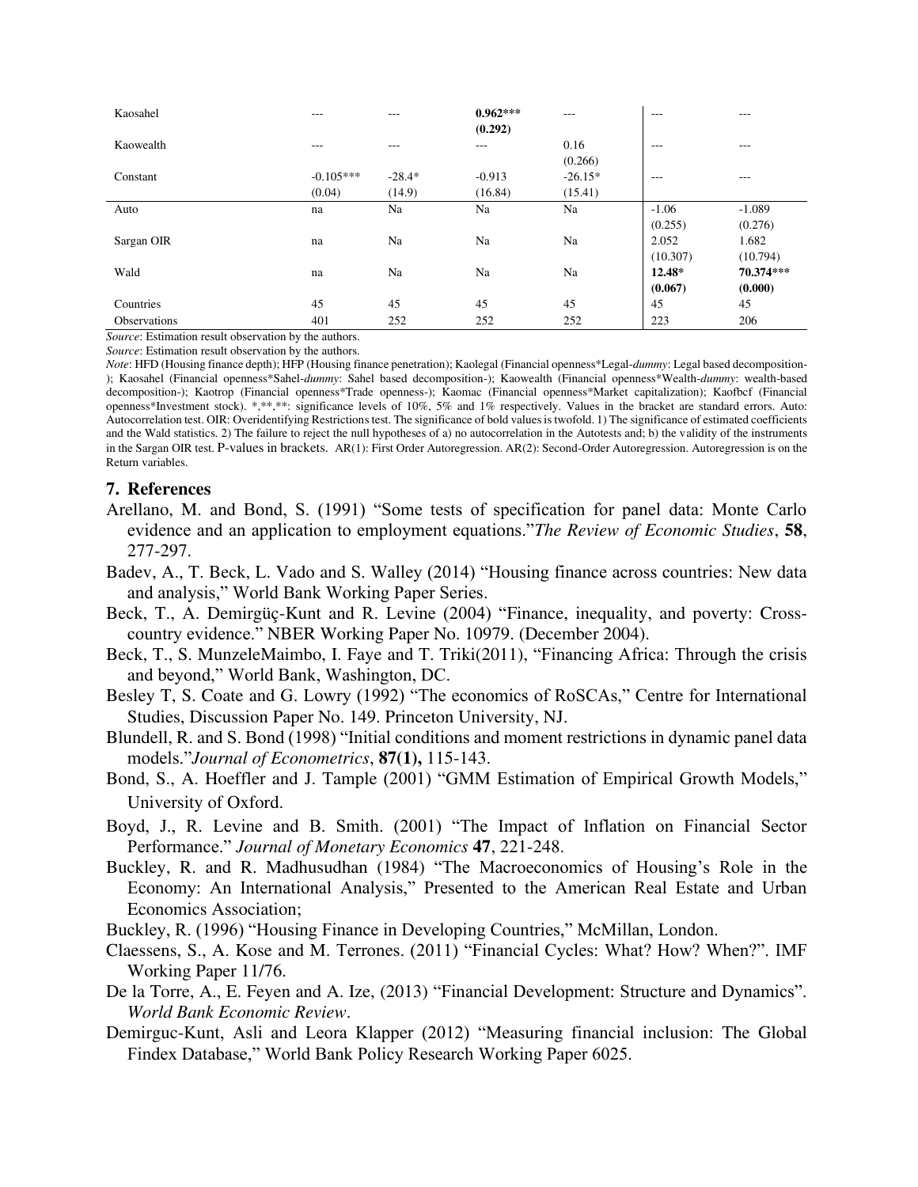| | | | | | | |
|---|---|---|---|---|---|---|
| Kaosahel | --- | --- | **0.962*****<br>**(0.292)** | --- | --- | --- |
| Kaowealth | --- | --- | --- | 0.16<br>(0.266) | --- | --- |
| Constant | -0.105***<br>(0.04) | -28.4*<br>(14.9) | -0.913<br>(16.84) | -26.15*<br>(15.41) | --- | --- |
| Auto | na | Na | Na | Na | -1.06<br>(0.255) | -1.089<br>(0.276) |
| Sargan OIR | na | Na | Na | Na | 2.052<br>(10.307) | 1.682<br>(10.794) |
| Wald | na | Na | Na | Na | **12.48***<br>**(0.067)** | **70.374*****<br>**(0.000)** |
| Countries | 45 | 45 | 45 | 45 | 45 | 45 |
| Observations | 401 | 252 | 252 | 252 | 223 | 206 |

*Source*: Estimation result observation by the authors.

*Source*: Estimation result observation by the authors.

*Note*: HFD (Housing finance depth); HFP (Housing finance penetration); Kaolegal (Financial openness*Legal-*dummy*: Legal based decomposition-); Kaosahel (Financial openness*Sahel-*dummy*: Sahel based decomposition-); Kaowealth (Financial openness*Wealth-*dummy*: wealth-based decomposition-); Kaotrop (Financial openness*Trade openness-); Kaomac (Financial openness*Market capitalization); Kaofbcf (Financial openness*Investment stock). *,**,**: significance levels of 10%, 5% and 1% respectively. Values in the bracket are standard errors. Auto: Autocorrelation test. OIR: Overidentifying Restrictions test. The significance of bold values is twofold. 1) The significance of estimated coefficients and the Wald statistics. 2) The failure to reject the null hypotheses of a) no autocorrelation in the Autotests and; b) the validity of the instruments in the Sargan OIR test. P-values in brackets. AR(1): First Order Autoregression. AR(2): Second-Order Autoregression. Autoregression is on the Return variables.

## 7. References

Arellano, M. and Bond, S. (1991) "Some tests of specification for panel data: Monte Carlo evidence and an application to employment equations."*The Review of Economic Studies*, **58**, 277-297.

Badev, A., T. Beck, L. Vado and S. Walley (2014) "Housing finance across countries: New data and analysis," World Bank Working Paper Series.

Beck, T., A. Demirgüç-Kunt and R. Levine (2004) "Finance, inequality, and poverty: Cross-country evidence." NBER Working Paper No. 10979. (December 2004).

Beck, T., S. MunzeleMaimbo, I. Faye and T. Triki(2011), "Financing Africa: Through the crisis and beyond," World Bank, Washington, DC.

Besley T, S. Coate and G. Lowry (1992) "The economics of RoSCAs," Centre for International Studies, Discussion Paper No. 149. Princeton University, NJ.

Blundell, R. and S. Bond (1998) "Initial conditions and moment restrictions in dynamic panel data models."*Journal of Econometrics*, **87(1),** 115-143.

Bond, S., A. Hoeffler and J. Tample (2001) "GMM Estimation of Empirical Growth Models," University of Oxford.

Boyd, J., R. Levine and B. Smith. (2001) "The Impact of Inflation on Financial Sector Performance." *Journal of Monetary Economics* **47**, 221-248.

Buckley, R. and R. Madhusudhan (1984) "The Macroeconomics of Housing's Role in the Economy: An International Analysis," Presented to the American Real Estate and Urban Economics Association;

Buckley, R. (1996) "Housing Finance in Developing Countries," McMillan, London.

Claessens, S., A. Kose and M. Terrones. (2011) "Financial Cycles: What? How? When?". IMF Working Paper 11/76.

De la Torre, A., E. Feyen and A. Ize, (2013) "Financial Development: Structure and Dynamics". *World Bank Economic Review*.

Demirguc-Kunt, Asli and Leora Klapper (2012) "Measuring financial inclusion: The Global Findex Database," World Bank Policy Research Working Paper 6025.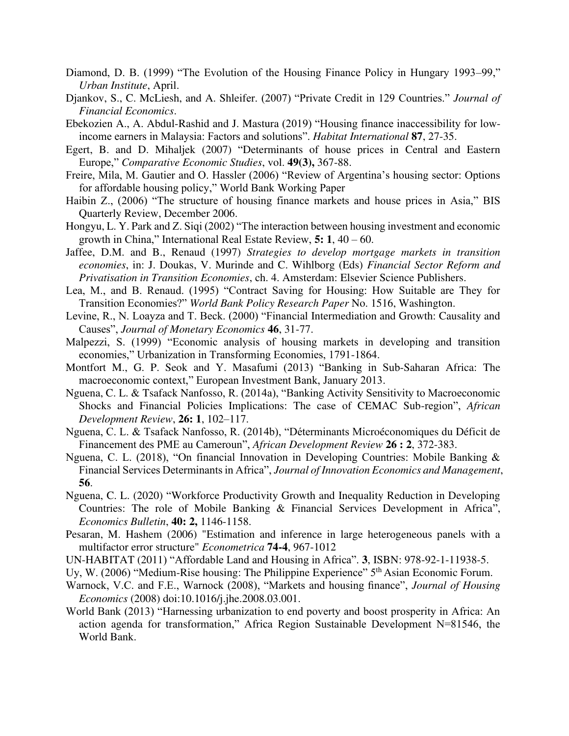Diamond, D. B. (1999) "The Evolution of the Housing Finance Policy in Hungary 1993–99," *Urban Institute*, April.

Djankov, S., C. McLiesh, and A. Shleifer. (2007) "Private Credit in 129 Countries." *Journal of Financial Economics*.

Ebekozien A., A. Abdul-Rashid and J. Mastura (2019) "Housing finance inaccessibility for low-income earners in Malaysia: Factors and solutions". *Habitat International* **87**, 27-35.

Egert, B. and D. Mihaljek (2007) "Determinants of house prices in Central and Eastern Europe," *Comparative Economic Studies*, vol. **49(3),** 367-88.

Freire, Mila, M. Gautier and O. Hassler (2006) "Review of Argentina's housing sector: Options for affordable housing policy," World Bank Working Paper

Haibin Z., (2006) "The structure of housing finance markets and house prices in Asia," BIS Quarterly Review, December 2006.

Hongyu, L. Y. Park and Z. Siqi (2002) "The interaction between housing investment and economic growth in China," International Real Estate Review, **5: 1**, 40 – 60.

Jaffee, D.M. and B., Renaud (1997) *Strategies to develop mortgage markets in transition economies*, in: J. Doukas, V. Murinde and C. Wihlborg (Eds) *Financial Sector Reform and Privatisation in Transition Economies*, ch. 4. Amsterdam: Elsevier Science Publishers.

Lea, M., and B. Renaud. (1995) "Contract Saving for Housing: How Suitable are They for Transition Economies?" *World Bank Policy Research Paper* No. 1516, Washington.

Levine, R., N. Loayza and T. Beck. (2000) "Financial Intermediation and Growth: Causality and Causes", *Journal of Monetary Economics* **46**, 31-77.

Malpezzi, S. (1999) "Economic analysis of housing markets in developing and transition economies," Urbanization in Transforming Economies, 1791-1864.

Montfort M., G. P. Seok and Y. Masafumi (2013) "Banking in Sub-Saharan Africa: The macroeconomic context," European Investment Bank, January 2013.

Nguena, C. L. & Tsafack Nanfosso, R. (2014a), "Banking Activity Sensitivity to Macroeconomic Shocks and Financial Policies Implications: The case of CEMAC Sub-region", *African Development Review*, **26: 1**, 102–117.

Nguena, C. L. & Tsafack Nanfosso, R. (2014b), "Déterminants Microéconomiques du Déficit de Financement des PME au Cameroun", *African Development Review* **26 : 2**, 372-383.

Nguena, C. L. (2018), "On financial Innovation in Developing Countries: Mobile Banking & Financial Services Determinants in Africa", *Journal of Innovation Economics and Management*, **56**.

Nguena, C. L. (2020) "Workforce Productivity Growth and Inequality Reduction in Developing Countries: The role of Mobile Banking & Financial Services Development in Africa", *Economics Bulletin*, **40: 2,** 1146-1158.

Pesaran, M. Hashem (2006) "Estimation and inference in large heterogeneous panels with a multifactor error structure" *Econometrica* **74-4**, 967-1012

UN-HABITAT (2011) "Affordable Land and Housing in Africa". **3**, ISBN: 978-92-1-11938-5.

Uy, W. (2006) "Medium-Rise housing: The Philippine Experience" 5th Asian Economic Forum.

Warnock, V.C. and F.E., Warnock (2008), "Markets and housing finance", *Journal of Housing Economics* (2008) doi:10.1016/j.jhe.2008.03.001.

World Bank (2013) "Harnessing urbanization to end poverty and boost prosperity in Africa: An action agenda for transformation," Africa Region Sustainable Development N=81546, the World Bank.